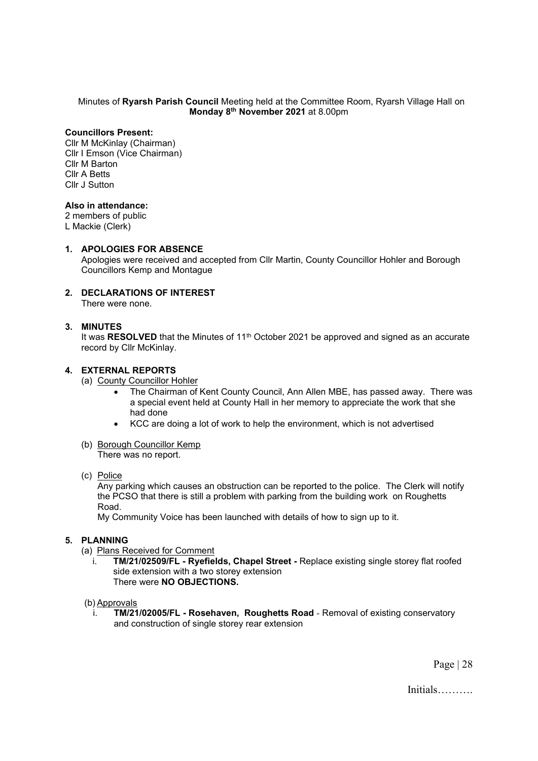Minutes of **Ryarsh Parish Council** Meeting held at the Committee Room, Ryarsh Village Hall on **Monday 8th November 2021** at 8.00pm

**Councillors Present:**
Cllr M McKinlay (Chairman)
Cllr I Emson (Vice Chairman)
Cllr M Barton
Cllr A Betts
Cllr J Sutton

**Also in attendance:**
2 members of public
L Mackie (Clerk)

## 1. APOLOGIES FOR ABSENCE

Apologies were received and accepted from Cllr Martin, County Councillor Hohler and Borough Councillors Kemp and Montague

## 2. DECLARATIONS OF INTEREST

There were none.

## 3. MINUTES

It was **RESOLVED** that the Minutes of 11th October 2021 be approved and signed as an accurate record by Cllr McKinlay.

## 4. EXTERNAL REPORTS

(a) County Councillor Hohler

- The Chairman of Kent County Council, Ann Allen MBE, has passed away. There was a special event held at County Hall in her memory to appreciate the work that she had done
- KCC are doing a lot of work to help the environment, which is not advertised

(b) Borough Councillor Kemp

There was no report.

(c) Police

Any parking which causes an obstruction can be reported to the police. The Clerk will notify the PCSO that there is still a problem with parking from the building work on Roughetts Road.

My Community Voice has been launched with details of how to sign up to it.

## 5. PLANNING

(a) Plans Received for Comment

i. **TM/21/02509/FL - Ryefields, Chapel Street -** Replace existing single storey flat roofed side extension with a two storey extension
There were **NO OBJECTIONS.**

(b) Approvals

i. **TM/21/02005/FL - Rosehaven, Roughetts Road** - Removal of existing conservatory and construction of single storey rear extension

Initials……….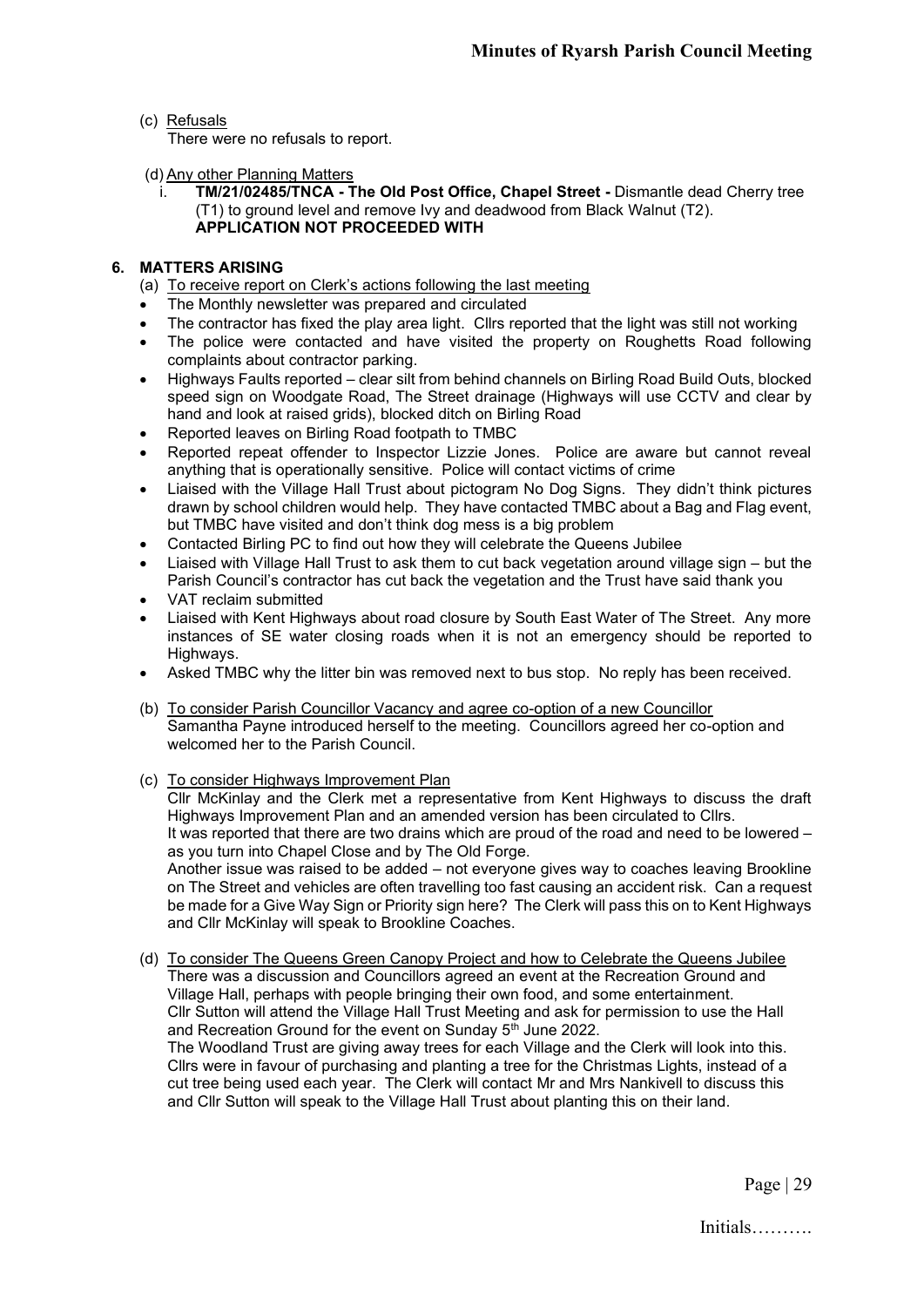(c) Refusals

There were no refusals to report.

(d) Any other Planning Matters

i. **TM/21/02485/TNCA - The Old Post Office, Chapel Street -** Dismantle dead Cherry tree (T1) to ground level and remove Ivy and deadwood from Black Walnut (T2). **APPLICATION NOT PROCEEDED WITH**

**6. MATTERS ARISING**

(a) To receive report on Clerk's actions following the last meeting

- The Monthly newsletter was prepared and circulated
- The contractor has fixed the play area light. Cllrs reported that the light was still not working
- The police were contacted and have visited the property on Roughetts Road following complaints about contractor parking.
- Highways Faults reported – clear silt from behind channels on Birling Road Build Outs, blocked speed sign on Woodgate Road, The Street drainage (Highways will use CCTV and clear by hand and look at raised grids), blocked ditch on Birling Road
- Reported leaves on Birling Road footpath to TMBC
- Reported repeat offender to Inspector Lizzie Jones. Police are aware but cannot reveal anything that is operationally sensitive. Police will contact victims of crime
- Liaised with the Village Hall Trust about pictogram No Dog Signs. They didn't think pictures drawn by school children would help. They have contacted TMBC about a Bag and Flag event, but TMBC have visited and don't think dog mess is a big problem
- Contacted Birling PC to find out how they will celebrate the Queens Jubilee
- Liaised with Village Hall Trust to ask them to cut back vegetation around village sign – but the Parish Council's contractor has cut back the vegetation and the Trust have said thank you
- VAT reclaim submitted
- Liaised with Kent Highways about road closure by South East Water of The Street. Any more instances of SE water closing roads when it is not an emergency should be reported to Highways.
- Asked TMBC why the litter bin was removed next to bus stop. No reply has been received.

(b) To consider Parish Councillor Vacancy and agree co-option of a new Councillor

Samantha Payne introduced herself to the meeting. Councillors agreed her co-option and welcomed her to the Parish Council.

(c) To consider Highways Improvement Plan

Cllr McKinlay and the Clerk met a representative from Kent Highways to discuss the draft Highways Improvement Plan and an amended version has been circulated to Cllrs.

It was reported that there are two drains which are proud of the road and need to be lowered – as you turn into Chapel Close and by The Old Forge.

Another issue was raised to be added – not everyone gives way to coaches leaving Brookline on The Street and vehicles are often travelling too fast causing an accident risk. Can a request be made for a Give Way Sign or Priority sign here? The Clerk will pass this on to Kent Highways and Cllr McKinlay will speak to Brookline Coaches.

(d) To consider The Queens Green Canopy Project and how to Celebrate the Queens Jubilee

There was a discussion and Councillors agreed an event at the Recreation Ground and Village Hall, perhaps with people bringing their own food, and some entertainment.

Cllr Sutton will attend the Village Hall Trust Meeting and ask for permission to use the Hall and Recreation Ground for the event on Sunday 5th June 2022.

The Woodland Trust are giving away trees for each Village and the Clerk will look into this.

Cllrs were in favour of purchasing and planting a tree for the Christmas Lights, instead of a cut tree being used each year. The Clerk will contact Mr and Mrs Nankivell to discuss this and Cllr Sutton will speak to the Village Hall Trust about planting this on their land.

Initials……….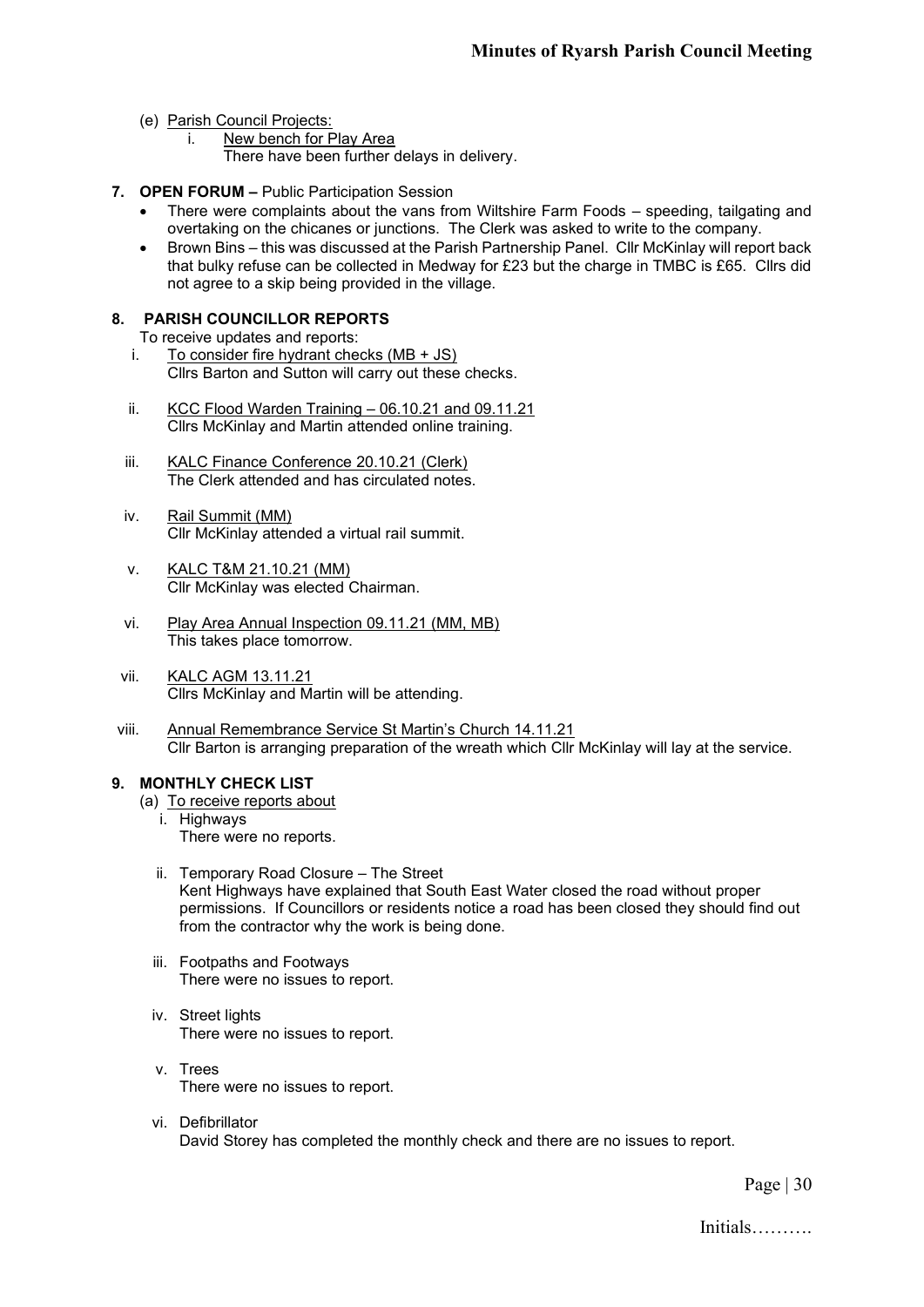(e) Parish Council Projects:

i. New bench for Play Area

There have been further delays in delivery.

**7. OPEN FORUM –** Public Participation Session

- There were complaints about the vans from Wiltshire Farm Foods – speeding, tailgating and overtaking on the chicanes or junctions. The Clerk was asked to write to the company.
- Brown Bins – this was discussed at the Parish Partnership Panel. Cllr McKinlay will report back that bulky refuse can be collected in Medway for £23 but the charge in TMBC is £65. Cllrs did not agree to a skip being provided in the village.

**8. PARISH COUNCILLOR REPORTS**

To receive updates and reports:

i. To consider fire hydrant checks (MB + JS)
Cllrs Barton and Sutton will carry out these checks.

ii. KCC Flood Warden Training – 06.10.21 and 09.11.21
Cllrs McKinlay and Martin attended online training.

iii. KALC Finance Conference 20.10.21 (Clerk)
The Clerk attended and has circulated notes.

iv. Rail Summit (MM)
Cllr McKinlay attended a virtual rail summit.

v. KALC T&M 21.10.21 (MM)
Cllr McKinlay was elected Chairman.

vi. Play Area Annual Inspection 09.11.21 (MM, MB)
This takes place tomorrow.

vii. KALC AGM 13.11.21
Cllrs McKinlay and Martin will be attending.

viii. Annual Remembrance Service St Martin's Church 14.11.21
Cllr Barton is arranging preparation of the wreath which Cllr McKinlay will lay at the service.

**9. MONTHLY CHECK LIST**

(a) To receive reports about

i. Highways
There were no reports.

ii. Temporary Road Closure – The Street
Kent Highways have explained that South East Water closed the road without proper permissions. If Councillors or residents notice a road has been closed they should find out from the contractor why the work is being done.

iii. Footpaths and Footways
There were no issues to report.

iv. Street lights
There were no issues to report.

v. Trees
There were no issues to report.

vi. Defibrillator
David Storey has completed the monthly check and there are no issues to report.

Initials……….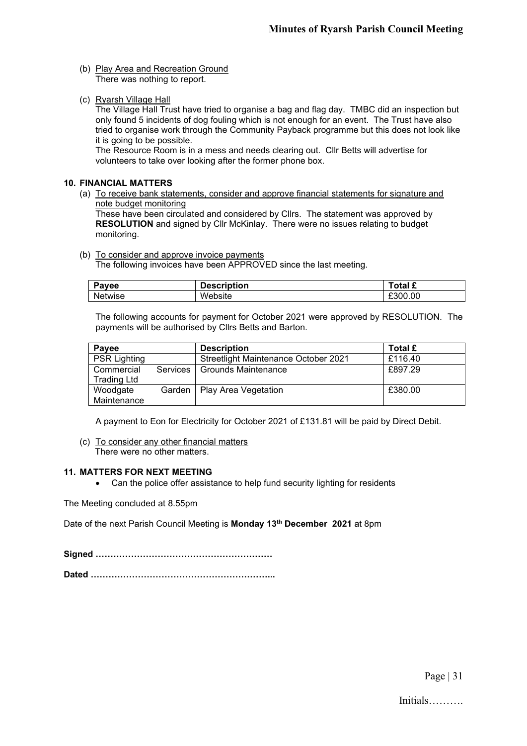(b) Play Area and Recreation Ground
There was nothing to report.

(c) Ryarsh Village Hall
The Village Hall Trust have tried to organise a bag and flag day. TMBC did an inspection but only found 5 incidents of dog fouling which is not enough for an event. The Trust have also tried to organise work through the Community Payback programme but this does not look like it is going to be possible.
The Resource Room is in a mess and needs clearing out. Cllr Betts will advertise for volunteers to take over looking after the former phone box.

## 10. FINANCIAL MATTERS

(a) To receive bank statements, consider and approve financial statements for signature and note budget monitoring
These have been circulated and considered by Cllrs. The statement was approved by **RESOLUTION** and signed by Cllr McKinlay. There were no issues relating to budget monitoring.

(b) To consider and approve invoice payments
The following invoices have been APPROVED since the last meeting.

| Payee | Description | Total £ |
|---|---|---|
| Netwise | Website | £300.00 |

The following accounts for payment for October 2021 were approved by RESOLUTION. The payments will be authorised by Cllrs Betts and Barton.

| Payee | Description | Total £ |
|---|---|---|
| PSR Lighting | Streetlight Maintenance October 2021 | £116.40 |
| Commercial Services Trading Ltd | Grounds Maintenance | £897.29 |
| Woodgate Garden Maintenance | Play Area Vegetation | £380.00 |

A payment to Eon for Electricity for October 2021 of £131.81 will be paid by Direct Debit.

(c) To consider any other financial matters
There were no other matters.

## 11. MATTERS FOR NEXT MEETING

- Can the police offer assistance to help fund security lighting for residents

The Meeting concluded at 8.55pm

Date of the next Parish Council Meeting is **Monday 13th December 2021** at 8pm

**Signed ……………………………………………………**

**Dated ……………………………………………………...**

Initials……….